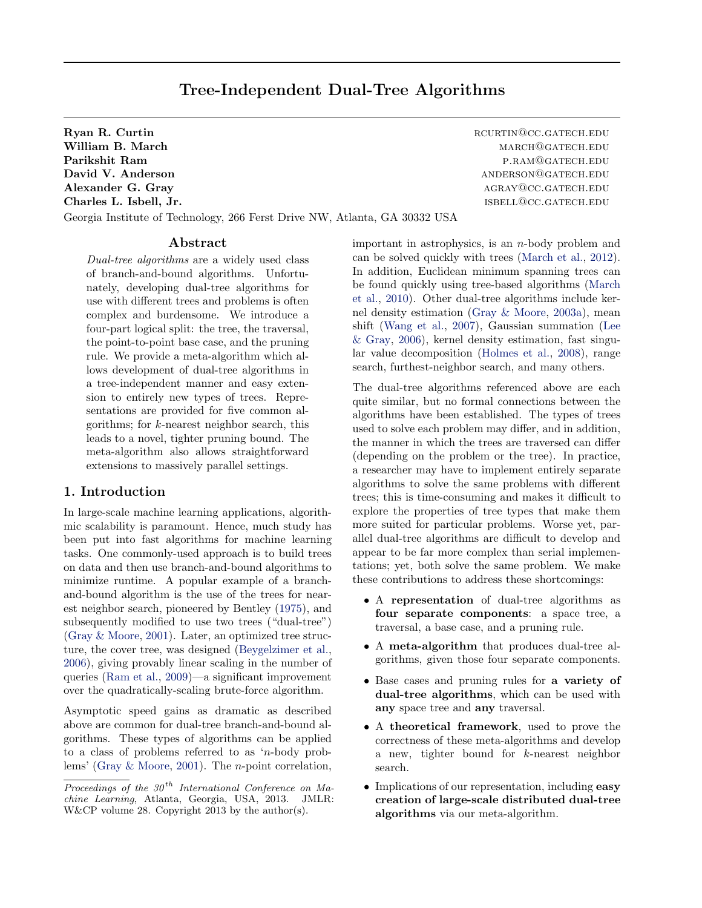# Tree-Independent Dual-Tree Algorithms

**Ryan R. Curtin** RCURTIN@CC.GATECH.EDU
**William B. March** MARCH@GATECH.EDU
**Parikshit Ram** P.RAM@GATECH.EDU
**David V. Anderson** ANDERSON@GATECH.EDU
**Alexander G. Gray** AGRAY@CC.GATECH.EDU
**Charles L. Isbell, Jr.** ISBELL@CC.GATECH.EDU

Georgia Institute of Technology, 266 Ferst Drive NW, Atlanta, GA 30332 USA

## Abstract

*Dual-tree algorithms* are a widely used class of branch-and-bound algorithms. Unfortunately, developing dual-tree algorithms for use with different trees and problems is often complex and burdensome. We introduce a four-part logical split: the tree, the traversal, the point-to-point base case, and the pruning rule. We provide a meta-algorithm which allows development of dual-tree algorithms in a tree-independent manner and easy extension to entirely new types of trees. Representations are provided for five common algorithms; for $k$-nearest neighbor search, this leads to a novel, tighter pruning bound. The meta-algorithm also allows straightforward extensions to massively parallel settings.

## 1. Introduction

In large-scale machine learning applications, algorithmic scalability is paramount. Hence, much study has been put into fast algorithms for machine learning tasks. One commonly-used approach is to build trees on data and then use branch-and-bound algorithms to minimize runtime. A popular example of a branch-and-bound algorithm is the use of the trees for nearest neighbor search, pioneered by Bentley (1975), and subsequently modified to use two trees ("dual-tree") (Gray & Moore, 2001). Later, an optimized tree structure, the cover tree, was designed (Beygelzimer et al., 2006), giving provably linear scaling in the number of queries (Ram et al., 2009)—a significant improvement over the quadratically-scaling brute-force algorithm.

Asymptotic speed gains as dramatic as described above are common for dual-tree branch-and-bound algorithms. These types of algorithms can be applied to a class of problems referred to as '$n$-body problems' (Gray & Moore, 2001). The $n$-point correlation, important in astrophysics, is an $n$-body problem and can be solved quickly with trees (March et al., 2012). In addition, Euclidean minimum spanning trees can be found quickly using tree-based algorithms (March et al., 2010). Other dual-tree algorithms include kernel density estimation (Gray & Moore, 2003a), mean shift (Wang et al., 2007), Gaussian summation (Lee & Gray, 2006), kernel density estimation, fast singular value decomposition (Holmes et al., 2008), range search, furthest-neighbor search, and many others.

The dual-tree algorithms referenced above are each quite similar, but no formal connections between the algorithms have been established. The types of trees used to solve each problem may differ, and in addition, the manner in which the trees are traversed can differ (depending on the problem or the tree). In practice, a researcher may have to implement entirely separate algorithms to solve the same problems with different trees; this is time-consuming and makes it difficult to explore the properties of tree types that make them more suited for particular problems. Worse yet, parallel dual-tree algorithms are difficult to develop and appear to be far more complex than serial implementations; yet, both solve the same problem. We make these contributions to address these shortcomings:

- A **representation** of dual-tree algorithms as **four separate components**: a space tree, a traversal, a base case, and a pruning rule.
- A **meta-algorithm** that produces dual-tree algorithms, given those four separate components.
- Base cases and pruning rules for **a variety of dual-tree algorithms**, which can be used with **any** space tree and **any** traversal.
- A **theoretical framework**, used to prove the correctness of these meta-algorithms and develop a new, tighter bound for $k$-nearest neighbor search.
- Implications of our representation, including **easy creation of large-scale distributed dual-tree algorithms** via our meta-algorithm.

---

*Proceedings of the 30th International Conference on Machine Learning*, Atlanta, Georgia, USA, 2013. JMLR: W&CP volume 28. Copyright 2013 by the author(s).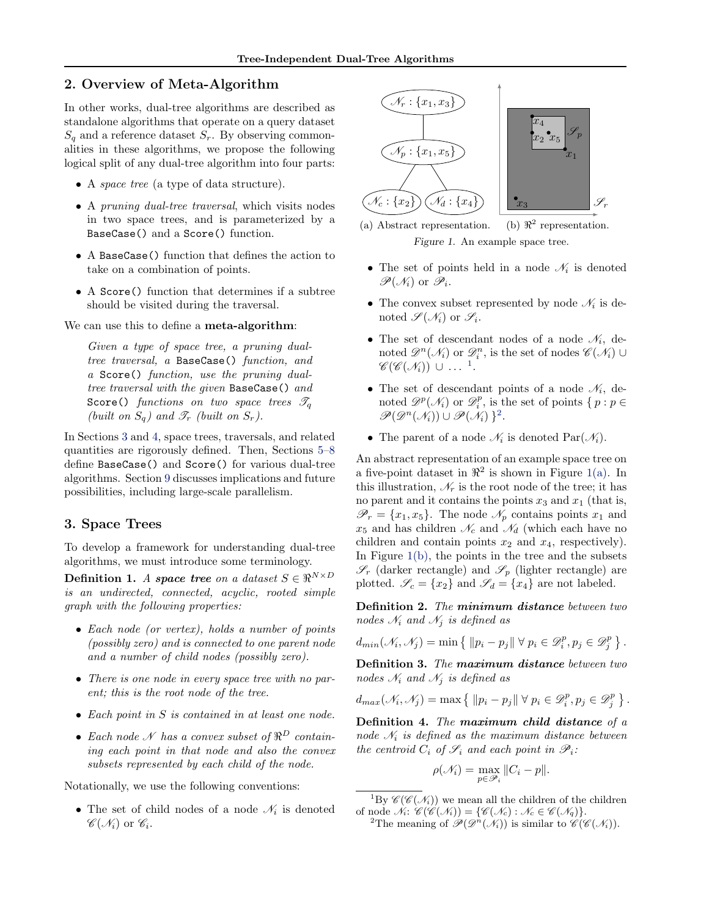## 2. Overview of Meta-Algorithm

In other works, dual-tree algorithms are described as standalone algorithms that operate on a query dataset $S_q$ and a reference dataset $S_r$. By observing commonalities in these algorithms, we propose the following logical split of any dual-tree algorithm into four parts:

- A *space tree* (a type of data structure).
- A *pruning dual-tree traversal*, which visits nodes in two space trees, and is parameterized by a `BaseCase()` and a `Score()` function.
- A `BaseCase()` function that defines the action to take on a combination of points.
- A `Score()` function that determines if a subtree should be visited during the traversal.

We can use this to define a **meta-algorithm**:

> *Given a type of space tree, a pruning dual-tree traversal, a* `BaseCase()` *function, and a* `Score()` *function, use the pruning dual-tree traversal with the given* `BaseCase()` *and* `Score()` *functions on two space trees $\mathscr{T}_q$ (built on $S_q$) and $\mathscr{T}_r$ (built on $S_r$).*

In Sections 3 and 4, space trees, traversals, and related quantities are rigorously defined. Then, Sections 5–8 define `BaseCase()` and `Score()` for various dual-tree algorithms. Section 9 discusses implications and future possibilities, including large-scale parallelism.

## 3. Space Trees

To develop a framework for understanding dual-tree algorithms, we must introduce some terminology.

**Definition 1.** *A **space tree** on a dataset $S \in \Re^{N \times D}$ is an undirected, connected, acyclic, rooted simple graph with the following properties:*

- *Each node (or vertex), holds a number of points (possibly zero) and is connected to one parent node and a number of child nodes (possibly zero).*
- *There is one node in every space tree with no parent; this is the root node of the tree.*
- *Each point in $S$ is contained in at least one node.*
- *Each node $\mathscr{N}$ has a convex subset of $\Re^D$ containing each point in that node and also the convex subsets represented by each child of the node.*

Notationally, we use the following conventions:

- The set of child nodes of a node $\mathscr{N}_i$ is denoted $\mathscr{C}(\mathscr{N}_i)$ or $\mathscr{C}_i$.
- The set of points held in a node $\mathscr{N}_i$ is denoted $\mathscr{P}(\mathscr{N}_i)$ or $\mathscr{P}_i$.
- The convex subset represented by node $\mathscr{N}_i$ is denoted $\mathscr{S}(\mathscr{N}_i)$ or $\mathscr{S}_i$.
- The set of descendant nodes of a node $\mathscr{N}_i$, denoted $\mathscr{D}^n(\mathscr{N}_i)$ or $\mathscr{D}^n_i$, is the set of nodes $\mathscr{C}(\mathscr{N}_i) \cup \mathscr{C}(\mathscr{C}(\mathscr{N}_i)) \cup \ldots$ [1].
- The set of descendant points of a node $\mathscr{N}_i$, denoted $\mathscr{D}^p(\mathscr{N}_i)$ or $\mathscr{D}^p_i$, is the set of points $\{ p : p \in \mathscr{P}(\mathscr{D}^n(\mathscr{N}_i)) \cup \mathscr{P}(\mathscr{N}_i) \}$[2].
- The parent of a node $\mathscr{N}_i$ is denoted $\operatorname{Par}(\mathscr{N}_i)$.

(a) Abstract representation. (b) $\Re^2$ representation.

*Figure 1.* An example space tree.

An abstract representation of an example space tree on a five-point dataset in $\Re^2$ is shown in Figure 1(a). In this illustration, $\mathscr{N}_r$ is the root node of the tree; it has no parent and it contains the points $x_3$ and $x_1$ (that is, $\mathscr{P}_r = \{x_1, x_5\}$. The node $\mathscr{N}_p$ contains points $x_1$ and $x_5$ and has children $\mathscr{N}_c$ and $\mathscr{N}_d$ (which each have no children and contain points $x_2$ and $x_4$, respectively). In Figure 1(b), the points in the tree and the subsets $\mathscr{S}_r$ (darker rectangle) and $\mathscr{S}_p$ (lighter rectangle) are plotted. $\mathscr{S}_c = \{x_2\}$ and $\mathscr{S}_d = \{x_4\}$ are not labeled.

**Definition 2.** *The **minimum distance** between two nodes $\mathscr{N}_i$ and $\mathscr{N}_j$ is defined as*

$$d_{min}(\mathscr{N}_i, \mathscr{N}_j) = \min \left\{ \|p_i - p_j\| \; \forall \; p_i \in \mathscr{D}^p_i, p_j \in \mathscr{D}^p_j \right\}.$$

**Definition 3.** *The **maximum distance** between two nodes $\mathscr{N}_i$ and $\mathscr{N}_j$ is defined as*

$$d_{max}(\mathscr{N}_i, \mathscr{N}_j) = \max \left\{ \|p_i - p_j\| \; \forall \; p_i \in \mathscr{D}^p_i, p_j \in \mathscr{D}^p_j \right\}.$$

**Definition 4.** *The **maximum child distance** of a node $\mathscr{N}_i$ is defined as the maximum distance between the centroid $C_i$ of $\mathscr{S}_i$ and each point in $\mathscr{P}_i$:*

$$\rho(\mathscr{N}_i) = \max_{p \in \mathscr{P}_i} \|C_i - p\|.$$

[1] By $\mathscr{C}(\mathscr{C}(\mathscr{N}_i))$ we mean all the children of the children of node $\mathscr{N}_i$: $\mathscr{C}(\mathscr{C}(\mathscr{N}_i)) = \{\mathscr{C}(\mathscr{N}_c) : \mathscr{N}_c \in \mathscr{C}(\mathscr{N}_q)\}$.

[2] The meaning of $\mathscr{P}(\mathscr{D}^n(\mathscr{N}_i))$ is similar to $\mathscr{C}(\mathscr{C}(\mathscr{N}_i))$.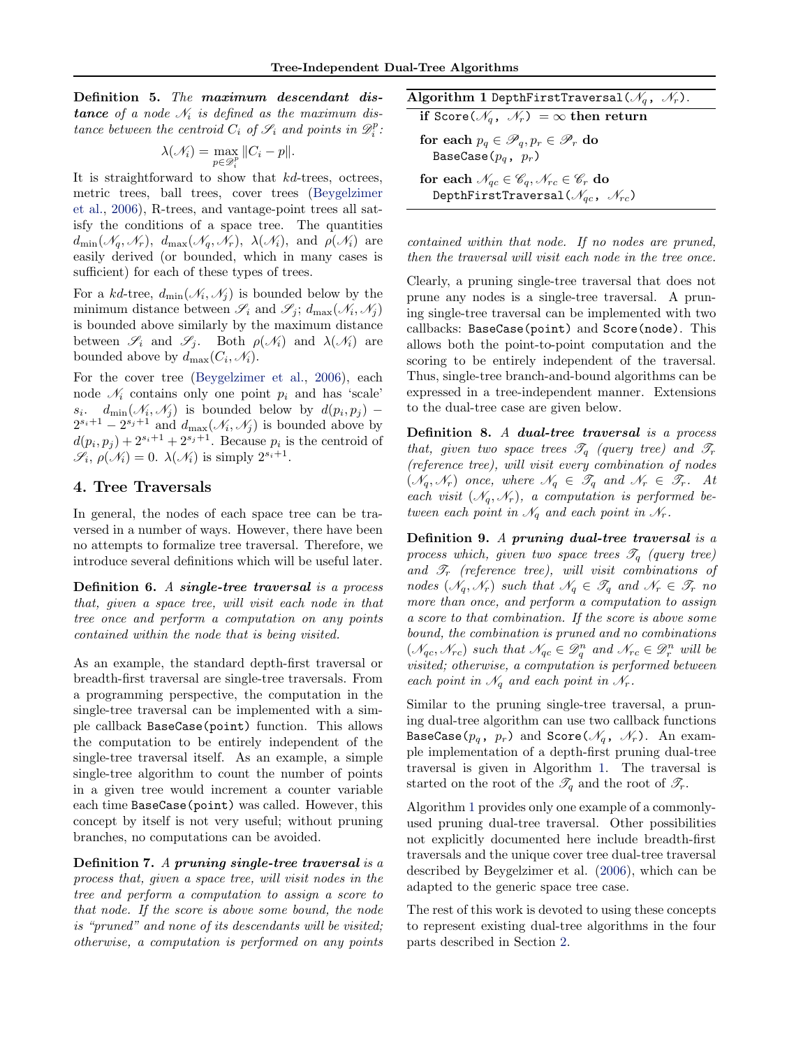**Definition 5.** *The **maximum descendant distance** of a node $\mathscr{N}_i$ is defined as the maximum distance between the centroid $C_i$ of $\mathscr{S}_i$ and points in $\mathscr{D}_i^p$:*

$$\lambda(\mathscr{N}_i) = \max_{p \in \mathscr{D}_i^p} \|C_i - p\|.$$

It is straightforward to show that $kd$-trees, octrees, metric trees, ball trees, cover trees (Beygelzimer et al., 2006), R-trees, and vantage-point trees all satisfy the conditions of a space tree. The quantities $d_{\min}(\mathscr{N}_q, \mathscr{N}_r)$, $d_{\max}(\mathscr{N}_q, \mathscr{N}_r)$, $\lambda(\mathscr{N}_i)$, and $\rho(\mathscr{N}_i)$ are easily derived (or bounded, which in many cases is sufficient) for each of these types of trees.

For a $kd$-tree, $d_{\min}(\mathscr{N}_i, \mathscr{N}_j)$ is bounded below by the minimum distance between $\mathscr{S}_i$ and $\mathscr{S}_j$; $d_{\max}(\mathscr{N}_i, \mathscr{N}_j)$ is bounded above similarly by the maximum distance between $\mathscr{S}_i$ and $\mathscr{S}_j$. Both $\rho(\mathscr{N}_i)$ and $\lambda(\mathscr{N}_i)$ are bounded above by $d_{\max}(C_i, \mathscr{N}_i)$.

For the cover tree (Beygelzimer et al., 2006), each node $\mathscr{N}_i$ contains only one point $p_i$ and has 'scale' $s_i$. $d_{\min}(\mathscr{N}_i, \mathscr{N}_j)$ is bounded below by $d(p_i, p_j) - 2^{s_i+1} - 2^{s_j+1}$ and $d_{\max}(\mathscr{N}_i, \mathscr{N}_j)$ is bounded above by $d(p_i, p_j) + 2^{s_i+1} + 2^{s_j+1}$. Because $p_i$ is the centroid of $\mathscr{S}_i$, $\rho(\mathscr{N}_i) = 0$. $\lambda(\mathscr{N}_i)$ is simply $2^{s_i+1}$.

## 4. Tree Traversals

In general, the nodes of each space tree can be traversed in a number of ways. However, there have been no attempts to formalize tree traversal. Therefore, we introduce several definitions which will be useful later.

**Definition 6.** *A **single-tree traversal** is a process that, given a space tree, will visit each node in that tree once and perform a computation on any points contained within the node that is being visited.*

As an example, the standard depth-first traversal or breadth-first traversal are single-tree traversals. From a programming perspective, the computation in the single-tree traversal can be implemented with a simple callback `BaseCase(point)` function. This allows the computation to be entirely independent of the single-tree traversal itself. As an example, a simple single-tree algorithm to count the number of points in a given tree would increment a counter variable each time `BaseCase(point)` was called. However, this concept by itself is not very useful; without pruning branches, no computations can be avoided.

**Definition 7.** *A **pruning single-tree traversal** is a process that, given a space tree, will visit nodes in the tree and perform a computation to assign a score to that node. If the score is above some bound, the node is "pruned" and none of its descendants will be visited; otherwise, a computation is performed on any points contained within that node. If no nodes are pruned, then the traversal will visit each node in the tree once.*

**Algorithm 1** `DepthFirstTraversal`($\mathscr{N}_q$, $\mathscr{N}_r$).

> **if** `Score`($\mathscr{N}_q$, $\mathscr{N}_r$) $= \infty$ **then return**
>
> **for each** $p_q \in \mathscr{P}_q, p_r \in \mathscr{P}_r$ **do**
> &nbsp;&nbsp;&nbsp;&nbsp;`BaseCase`($p_q$, $p_r$)
>
> **for each** $\mathscr{N}_{qc} \in \mathscr{C}_q, \mathscr{N}_{rc} \in \mathscr{C}_r$ **do**
> &nbsp;&nbsp;&nbsp;&nbsp;`DepthFirstTraversal`($\mathscr{N}_{qc}$, $\mathscr{N}_{rc}$)

Clearly, a pruning single-tree traversal that does not prune any nodes is a single-tree traversal. A pruning single-tree traversal can be implemented with two callbacks: `BaseCase(point)` and `Score(node)`. This allows both the point-to-point computation and the scoring to be entirely independent of the traversal. Thus, single-tree branch-and-bound algorithms can be expressed in a tree-independent manner. Extensions to the dual-tree case are given below.

**Definition 8.** *A **dual-tree traversal** is a process that, given two space trees $\mathscr{T}_q$ (query tree) and $\mathscr{T}_r$ (reference tree), will visit every combination of nodes $(\mathscr{N}_q, \mathscr{N}_r)$ once, where $\mathscr{N}_q \in \mathscr{T}_q$ and $\mathscr{N}_r \in \mathscr{T}_r$. At each visit $(\mathscr{N}_q, \mathscr{N}_r)$, a computation is performed between each point in $\mathscr{N}_q$ and each point in $\mathscr{N}_r$.*

**Definition 9.** *A **pruning dual-tree traversal** is a process which, given two space trees $\mathscr{T}_q$ (query tree) and $\mathscr{T}_r$ (reference tree), will visit combinations of nodes $(\mathscr{N}_q, \mathscr{N}_r)$ such that $\mathscr{N}_q \in \mathscr{T}_q$ and $\mathscr{N}_r \in \mathscr{T}_r$ no more than once, and perform a computation to assign a score to that combination. If the score is above some bound, the combination is pruned and no combinations $(\mathscr{N}_{qc}, \mathscr{N}_{rc})$ such that $\mathscr{N}_{qc} \in \mathscr{D}_q^n$ and $\mathscr{N}_{rc} \in \mathscr{D}_r^n$ will be visited; otherwise, a computation is performed between each point in $\mathscr{N}_q$ and each point in $\mathscr{N}_r$.*

Similar to the pruning single-tree traversal, a pruning dual-tree algorithm can use two callback functions `BaseCase`($p_q$, $p_r$) and `Score`($\mathscr{N}_q$, $\mathscr{N}_r$). An example implementation of a depth-first pruning dual-tree traversal is given in Algorithm 1. The traversal is started on the root of the $\mathscr{T}_q$ and the root of $\mathscr{T}_r$.

Algorithm 1 provides only one example of a commonly-used pruning dual-tree traversal. Other possibilities not explicitly documented here include breadth-first traversals and the unique cover tree dual-tree traversal described by Beygelzimer et al. (2006), which can be adapted to the generic space tree case.

The rest of this work is devoted to using these concepts to represent existing dual-tree algorithms in the four parts described in Section 2.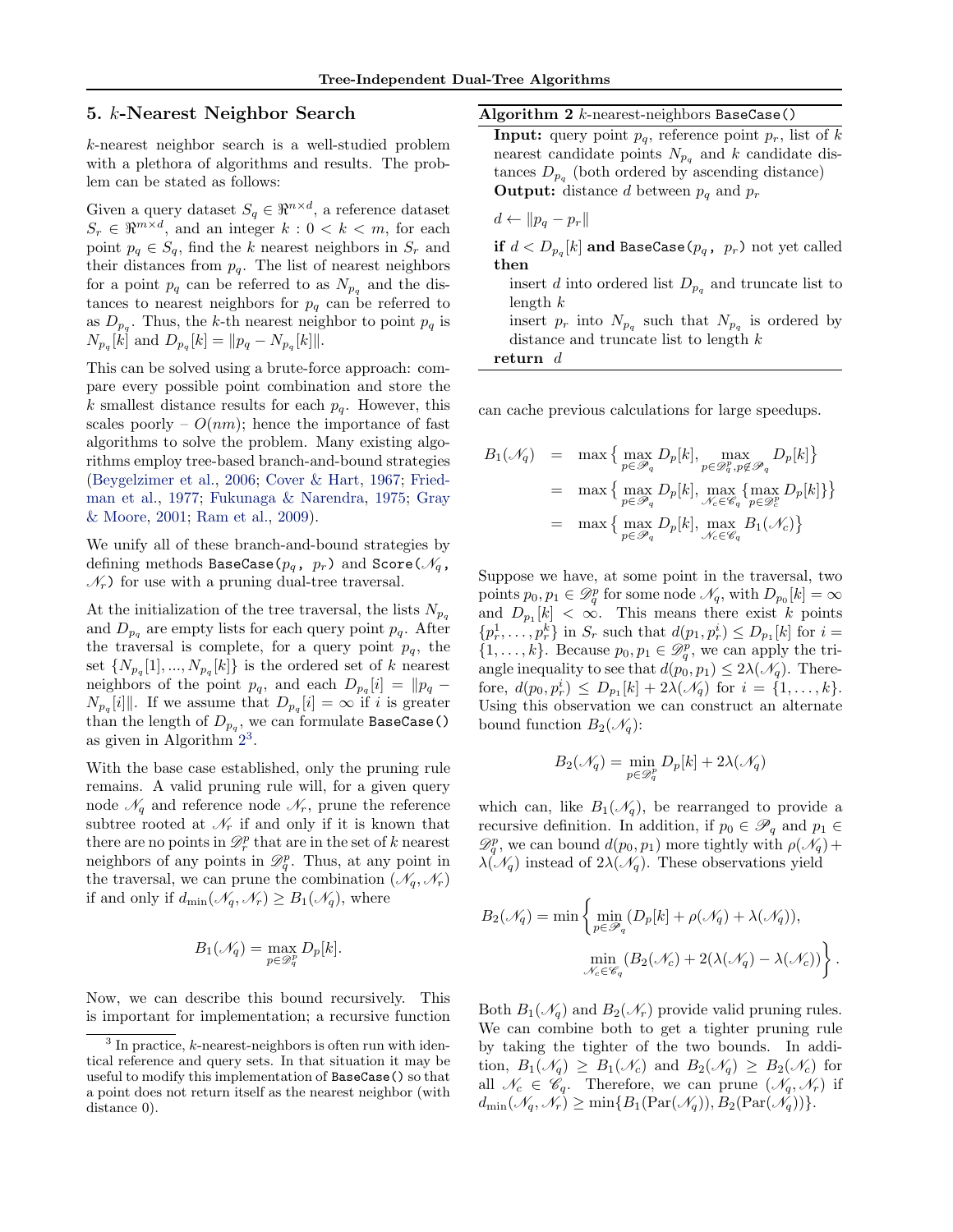## 5. $k$-Nearest Neighbor Search

$k$-nearest neighbor search is a well-studied problem with a plethora of algorithms and results. The problem can be stated as follows:

Given a query dataset $S_q \in \Re^{n \times d}$, a reference dataset $S_r \in \Re^{m \times d}$, and an integer $k : 0 < k < m$, for each point $p_q \in S_q$, find the $k$ nearest neighbors in $S_r$ and their distances from $p_q$. The list of nearest neighbors for a point $p_q$ can be referred to as $N_{p_q}$ and the distances to nearest neighbors for $p_q$ can be referred to as $D_{p_q}$. Thus, the $k$-th nearest neighbor to point $p_q$ is $N_{p_q}[k]$ and $D_{p_q}[k] = \|p_q - N_{p_q}[k]\|$.

This can be solved using a brute-force approach: compare every possible point combination and store the $k$ smallest distance results for each $p_q$. However, this scales poorly – $O(nm)$; hence the importance of fast algorithms to solve the problem. Many existing algorithms employ tree-based branch-and-bound strategies (Beygelzimer et al., 2006; Cover & Hart, 1967; Friedman et al., 1977; Fukunaga & Narendra, 1975; Gray & Moore, 2001; Ram et al., 2009).

We unify all of these branch-and-bound strategies by defining methods `BaseCase(`$p_q$`, `$p_r$`)` and `Score(`$\mathscr{N}_q$`, `$\mathscr{N}_r$`)` for use with a pruning dual-tree traversal.

At the initialization of the tree traversal, the lists $N_{p_q}$ and $D_{p_q}$ are empty lists for each query point $p_q$. After the traversal is complete, for a query point $p_q$, the set $\{N_{p_q}[1], ..., N_{p_q}[k]\}$ is the ordered set of $k$ nearest neighbors of the point $p_q$, and each $D_{p_q}[i] = \|p_q - N_{p_q}[i]\|$. If we assume that $D_{p_q}[i] = \infty$ if $i$ is greater than the length of $D_{p_q}$, we can formulate `BaseCase()` as given in Algorithm 2[3].

**Algorithm 2** $k$-nearest-neighbors `BaseCase()`

**Input:** query point $p_q$, reference point $p_r$, list of $k$ nearest candidate points $N_{p_q}$ and $k$ candidate distances $D_{p_q}$ (both ordered by ascending distance)
**Output:** distance $d$ between $p_q$ and $p_r$

$d \leftarrow \|p_q - p_r\|$

**if** $d < D_{p_q}[k]$ **and** `BaseCase(`$p_q$`, `$p_r$`)` not yet called **then**
  insert $d$ into ordered list $D_{p_q}$ and truncate list to length $k$
  insert $p_r$ into $N_{p_q}$ such that $N_{p_q}$ is ordered by distance and truncate list to length $k$
**return** $d$

With the base case established, only the pruning rule remains. A valid pruning rule will, for a given query node $\mathscr{N}_q$ and reference node $\mathscr{N}_r$, prune the reference subtree rooted at $\mathscr{N}_r$ if and only if it is known that there are no points in $\mathscr{D}^p_r$ that are in the set of $k$ nearest neighbors of any points in $\mathscr{D}^p_q$. Thus, at any point in the traversal, we can prune the combination $(\mathscr{N}_q, \mathscr{N}_r)$ if and only if $d_{\min}(\mathscr{N}_q, \mathscr{N}_r) \geq B_1(\mathscr{N}_q)$, where

$$B_1(\mathscr{N}_q) = \max_{p \in \mathscr{D}^p_q} D_p[k].$$

Now, we can describe this bound recursively. This is important for implementation; a recursive function can cache previous calculations for large speedups.

$$\begin{aligned} B_1(\mathscr{N}_q) &= \max\left\{ \max_{p \in \mathscr{P}_q} D_p[k], \max_{p \in \mathscr{D}^p_q, p \notin \mathscr{P}_q} D_p[k] \right\} \\ &= \max\left\{ \max_{p \in \mathscr{P}_q} D_p[k], \max_{\mathscr{N}_c \in \mathscr{C}_q} \left\{ \max_{p \in \mathscr{D}^p_c} D_p[k] \right\} \right\} \\ &= \max\left\{ \max_{p \in \mathscr{P}_q} D_p[k], \max_{\mathscr{N}_c \in \mathscr{C}_q} B_1(\mathscr{N}_c) \right\} \end{aligned}$$

Suppose we have, at some point in the traversal, two points $p_0, p_1 \in \mathscr{D}^p_q$ for some node $\mathscr{N}_q$, with $D_{p_0}[k] = \infty$ and $D_{p_1}[k] < \infty$. This means there exist $k$ points $\{p^1_r, \ldots, p^k_r\}$ in $S_r$ such that $d(p_1, p^i_r) \leq D_{p_1}[k]$ for $i = \{1, \ldots, k\}$. Because $p_0, p_1 \in \mathscr{D}^p_q$, we can apply the triangle inequality to see that $d(p_0, p_1) \leq 2\lambda(\mathscr{N}_q)$. Therefore, $d(p_0, p^i_r) \leq D_{p_1}[k] + 2\lambda(\mathscr{N}_q)$ for $i = \{1, \ldots, k\}$. Using this observation we can construct an alternate bound function $B_2(\mathscr{N}_q)$:

$$B_2(\mathscr{N}_q) = \min_{p \in \mathscr{D}^p_q} D_p[k] + 2\lambda(\mathscr{N}_q)$$

which can, like $B_1(\mathscr{N}_q)$, be rearranged to provide a recursive definition. In addition, if $p_0 \in \mathscr{P}_q$ and $p_1 \in \mathscr{D}^p_q$, we can bound $d(p_0, p_1)$ more tightly with $\rho(\mathscr{N}_q) + \lambda(\mathscr{N}_q)$ instead of $2\lambda(\mathscr{N}_q)$. These observations yield

$$B_2(\mathscr{N}_q) = \min\left\{ \min_{p \in \mathscr{P}_q} (D_p[k] + \rho(\mathscr{N}_q) + \lambda(\mathscr{N}_q)), \min_{\mathscr{N}_c \in \mathscr{C}_q} (B_2(\mathscr{N}_c) + 2(\lambda(\mathscr{N}_q) - \lambda(\mathscr{N}_c)) \right\}.$$

Both $B_1(\mathscr{N}_q)$ and $B_2(\mathscr{N}_r)$ provide valid pruning rules. We can combine both to get a tighter pruning rule by taking the tighter of the two bounds. In addition, $B_1(\mathscr{N}_q) \geq B_1(\mathscr{N}_c)$ and $B_2(\mathscr{N}_q) \geq B_2(\mathscr{N}_c)$ for all $\mathscr{N}_c \in \mathscr{C}_q$. Therefore, we can prune $(\mathscr{N}_q, \mathscr{N}_r)$ if $d_{\min}(\mathscr{N}_q, \mathscr{N}_r) \geq \min\{B_1(\mathrm{Par}(\mathscr{N}_q)), B_2(\mathrm{Par}(\mathscr{N}_q))\}$.

---

[3] In practice, $k$-nearest-neighbors is often run with identical reference and query sets. In that situation it may be useful to modify this implementation of `BaseCase()` so that a point does not return itself as the nearest neighbor (with distance 0).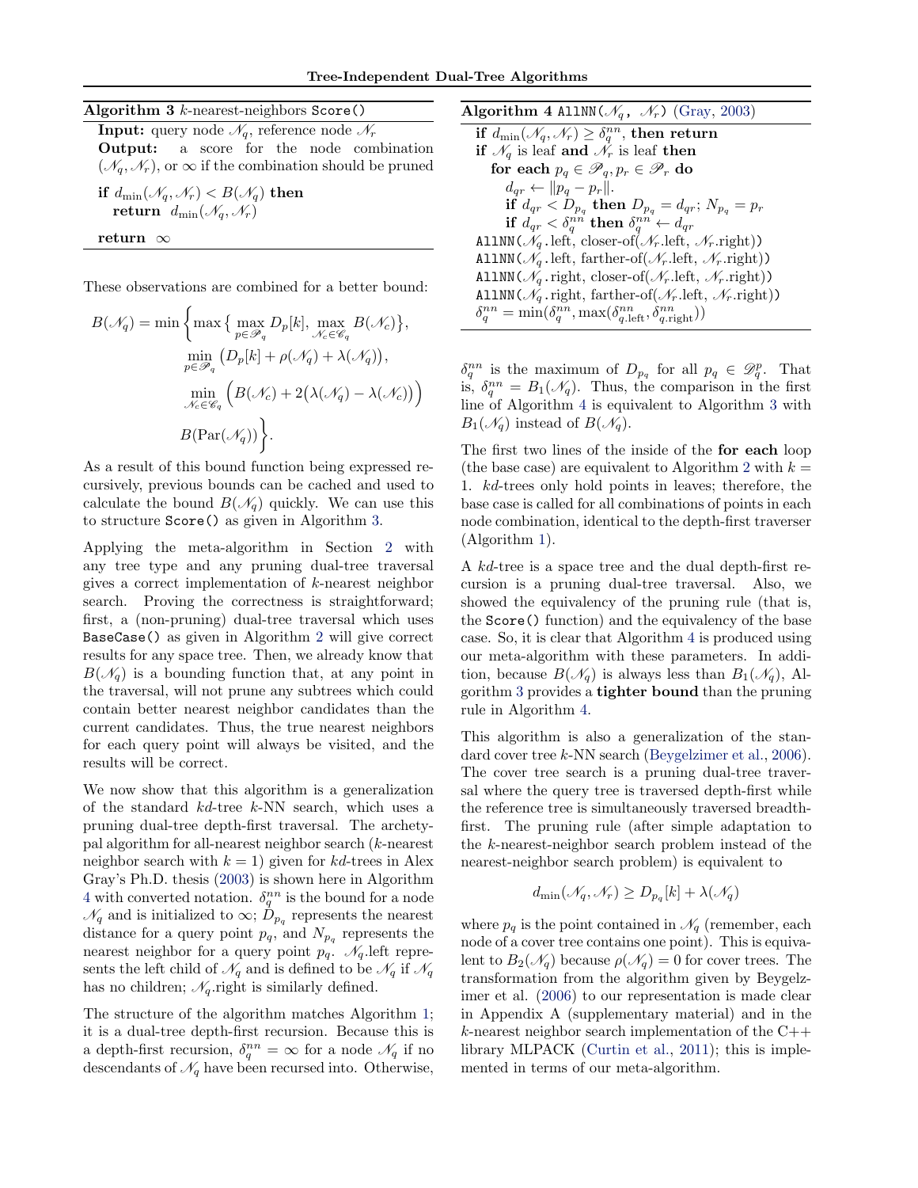**Algorithm 3** $k$-nearest-neighbors `Score()`

**Input:** query node $\mathscr{N}_q$, reference node $\mathscr{N}_r$

**Output:** a score for the node combination $(\mathscr{N}_q, \mathscr{N}_r)$, or $\infty$ if the combination should be pruned

```
if d_min(N_q, N_r) < B(N_q) then
    return d_min(N_q, N_r)
return ∞
```

These observations are combined for a better bound:

$$B(\mathscr{N}_q) = \min \Bigg\{ \max \Big\{ \max_{p \in \mathscr{P}_q} D_p[k], \max_{\mathscr{N}_c \in \mathscr{C}_q} B(\mathscr{N}_c) \Big\}, \\ \min_{p \in \mathscr{P}_q} \big( D_p[k] + \rho(\mathscr{N}_q) + \lambda(\mathscr{N}_q) \big), \\ \min_{\mathscr{N}_c \in \mathscr{C}_q} \Big( B(\mathscr{N}_c) + 2\big(\lambda(\mathscr{N}_q) - \lambda(\mathscr{N}_c)\big) \Big) \\ B(\mathrm{Par}(\mathscr{N}_q)) \Bigg\}.$$

As a result of this bound function being expressed recursively, previous bounds can be cached and used to calculate the bound $B(\mathscr{N}_q)$ quickly. We can use this to structure `Score()` as given in Algorithm 3.

Applying the meta-algorithm in Section 2 with any tree type and any pruning dual-tree traversal gives a correct implementation of $k$-nearest neighbor search. Proving the correctness is straightforward; first, a (non-pruning) dual-tree traversal which uses `BaseCase()` as given in Algorithm 2 will give correct results for any space tree. Then, we already know that $B(\mathscr{N}_q)$ is a bounding function that, at any point in the traversal, will not prune any subtrees which could contain better nearest neighbor candidates than the current candidates. Thus, the true nearest neighbors for each query point will always be visited, and the results will be correct.

We now show that this algorithm is a generalization of the standard $kd$-tree $k$-NN search, which uses a pruning dual-tree depth-first traversal. The archetypal algorithm for all-nearest neighbor search ($k$-nearest neighbor search with $k = 1$) given for $kd$-trees in Alex Gray's Ph.D. thesis (2003) is shown here in Algorithm 4 with converted notation. $\delta_q^{nn}$ is the bound for a node $\mathscr{N}_q$ and is initialized to $\infty$; $D_{p_q}$ represents the nearest distance for a query point $p_q$, and $N_{p_q}$ represents the nearest neighbor for a query point $p_q$. $\mathscr{N}_q$.left represents the left child of $\mathscr{N}_q$ and is defined to be $\mathscr{N}_q$ if $\mathscr{N}_q$ has no children; $\mathscr{N}_q$.right is similarly defined.

The structure of the algorithm matches Algorithm 1; it is a dual-tree depth-first recursion. Because this is a depth-first recursion, $\delta_q^{nn} = \infty$ for a node $\mathscr{N}_q$ if no descendants of $\mathscr{N}_q$ have been recursed into. Otherwise,

**Algorithm 4** `AllNN`($\mathscr{N}_q$, $\mathscr{N}_r$) (Gray, 2003)

```
if d_min(N_q, N_r) ≥ δ_q^nn, then return
if N_q is leaf and N_r is leaf then
    for each p_q ∈ P_q, p_r ∈ P_r do
        d_qr ← ||p_q − p_r||.
        if d_qr < D_{p_q} then D_{p_q} = d_qr; N_{p_q} = p_r
        if d_qr < δ_q^nn then δ_q^nn ← d_qr
AllNN(N_q.left, closer-of(N_r.left, N_r.right))
AllNN(N_q.left, farther-of(N_r.left, N_r.right))
AllNN(N_q.right, closer-of(N_r.left, N_r.right))
AllNN(N_q.right, farther-of(N_r.left, N_r.right))
δ_q^nn = min(δ_q^nn, max(δ_{q.left}^nn, δ_{q.right}^nn))
```

$\delta_q^{nn}$ is the maximum of $D_{p_q}$ for all $p_q \in \mathscr{D}_q^p$. That is, $\delta_q^{nn} = B_1(\mathscr{N}_q)$. Thus, the comparison in the first line of Algorithm 4 is equivalent to Algorithm 3 with $B_1(\mathscr{N}_q)$ instead of $B(\mathscr{N}_q)$.

The first two lines of the inside of the **for each** loop (the base case) are equivalent to Algorithm 2 with $k = 1$. $kd$-trees only hold points in leaves; therefore, the base case is called for all combinations of points in each node combination, identical to the depth-first traverser (Algorithm 1).

A $kd$-tree is a space tree and the dual depth-first recursion is a pruning dual-tree traversal. Also, we showed the equivalency of the pruning rule (that is, the `Score()` function) and the equivalency of the base case. So, it is clear that Algorithm 4 is produced using our meta-algorithm with these parameters. In addition, because $B(\mathscr{N}_q)$ is always less than $B_1(\mathscr{N}_q)$, Algorithm 3 provides a **tighter bound** than the pruning rule in Algorithm 4.

This algorithm is also a generalization of the standard cover tree $k$-NN search (Beygelzimer et al., 2006). The cover tree search is a pruning dual-tree traversal where the query tree is traversed depth-first while the reference tree is simultaneously traversed breadth-first. The pruning rule (after simple adaptation to the $k$-nearest-neighbor search problem instead of the nearest-neighbor search problem) is equivalent to

$$d_{\min}(\mathscr{N}_q, \mathscr{N}_r) \geq D_{p_q}[k] + \lambda(\mathscr{N}_q)$$

where $p_q$ is the point contained in $\mathscr{N}_q$ (remember, each node of a cover tree contains one point). This is equivalent to $B_2(\mathscr{N}_q)$ because $\rho(\mathscr{N}_q) = 0$ for cover trees. The transformation from the algorithm given by Beygelzimer et al. (2006) to our representation is made clear in Appendix A (supplementary material) and in the $k$-nearest neighbor search implementation of the C++ library MLPACK (Curtin et al., 2011); this is implemented in terms of our meta-algorithm.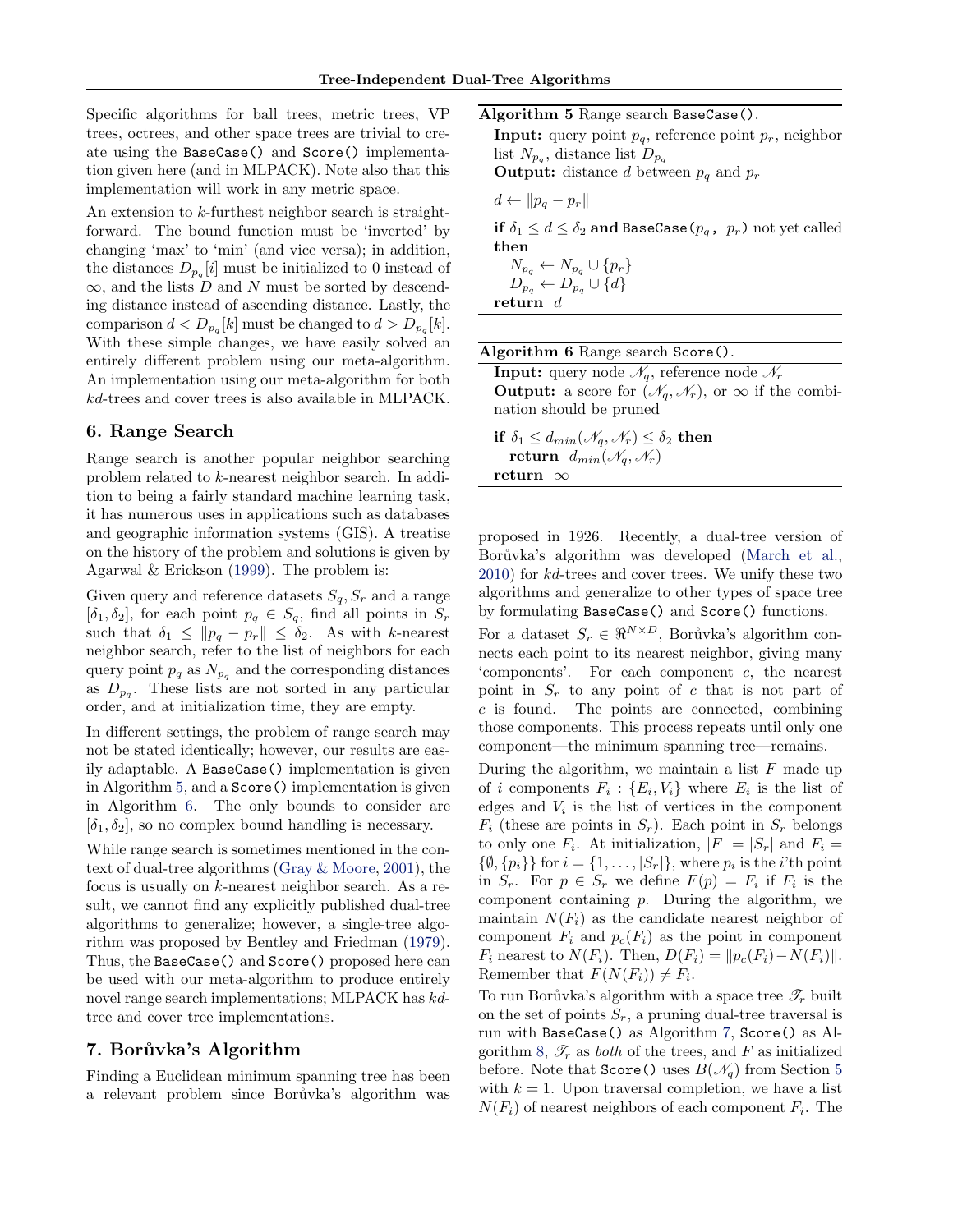Specific algorithms for ball trees, metric trees, VP trees, octrees, and other space trees are trivial to create using the `BaseCase()` and `Score()` implementation given here (and in MLPACK). Note also that this implementation will work in any metric space.

An extension to $k$-furthest neighbor search is straightforward. The bound function must be 'inverted' by changing 'max' to 'min' (and vice versa); in addition, the distances $D_{p_q}[i]$ must be initialized to 0 instead of $\infty$, and the lists $D$ and $N$ must be sorted by descending distance instead of ascending distance. Lastly, the comparison $d < D_{p_q}[k]$ must be changed to $d > D_{p_q}[k]$. With these simple changes, we have easily solved an entirely different problem using our meta-algorithm. An implementation using our meta-algorithm for both $kd$-trees and cover trees is also available in MLPACK.

## 6. Range Search

Range search is another popular neighbor searching problem related to $k$-nearest neighbor search. In addition to being a fairly standard machine learning task, it has numerous uses in applications such as databases and geographic information systems (GIS). A treatise on the history of the problem and solutions is given by Agarwal & Erickson (1999). The problem is:

Given query and reference datasets $S_q, S_r$ and a range $[\delta_1, \delta_2]$, for each point $p_q \in S_q$, find all points in $S_r$ such that $\delta_1 \leq \|p_q - p_r\| \leq \delta_2$. As with $k$-nearest neighbor search, refer to the list of neighbors for each query point $p_q$ as $N_{p_q}$ and the corresponding distances as $D_{p_q}$. These lists are not sorted in any particular order, and at initialization time, they are empty.

In different settings, the problem of range search may not be stated identically; however, our results are easily adaptable. A `BaseCase()` implementation is given in Algorithm 5, and a `Score()` implementation is given in Algorithm 6. The only bounds to consider are $[\delta_1, \delta_2]$, so no complex bound handling is necessary.

While range search is sometimes mentioned in the context of dual-tree algorithms (Gray & Moore, 2001), the focus is usually on $k$-nearest neighbor search. As a result, we cannot find any explicitly published dual-tree algorithms to generalize; however, a single-tree algorithm was proposed by Bentley and Friedman (1979). Thus, the `BaseCase()` and `Score()` proposed here can be used with our meta-algorithm to produce entirely novel range search implementations; MLPACK has $kd$-tree and cover tree implementations.

**Algorithm 5** Range search `BaseCase()`.

**Input:** query point $p_q$, reference point $p_r$, neighbor list $N_{p_q}$, distance list $D_{p_q}$
**Output:** distance $d$ between $p_q$ and $p_r$

$d \leftarrow \|p_q - p_r\|$
**if** $\delta_1 \leq d \leq \delta_2$ **and** `BaseCase(`$p_q$`, `$p_r$`)` not yet called **then**
  $N_{p_q} \leftarrow N_{p_q} \cup \{p_r\}$
  $D_{p_q} \leftarrow D_{p_q} \cup \{d\}$
**return** $d$

**Algorithm 6** Range search `Score()`.

**Input:** query node $\mathcal{N}_q$, reference node $\mathcal{N}_r$
**Output:** a score for $(\mathcal{N}_q, \mathcal{N}_r)$, or $\infty$ if the combination should be pruned

**if** $\delta_1 \leq d_{min}(\mathcal{N}_q, \mathcal{N}_r) \leq \delta_2$ **then**
  **return** $d_{min}(\mathcal{N}_q, \mathcal{N}_r)$
**return** $\infty$

## 7. Borůvka's Algorithm

Finding a Euclidean minimum spanning tree has been a relevant problem since Borůvka's algorithm was proposed in 1926. Recently, a dual-tree version of Borůvka's algorithm was developed (March et al., 2010) for $kd$-trees and cover trees. We unify these two algorithms and generalize to other types of space tree by formulating `BaseCase()` and `Score()` functions.

For a dataset $S_r \in \Re^{N \times D}$, Borůvka's algorithm connects each point to its nearest neighbor, giving many 'components'. For each component $c$, the nearest point in $S_r$ to any point of $c$ that is not part of $c$ is found. The points are connected, combining those components. This process repeats until only one component—the minimum spanning tree—remains.

During the algorithm, we maintain a list $F$ made up of $i$ components $F_i : \{E_i, V_i\}$ where $E_i$ is the list of edges and $V_i$ is the list of vertices in the component $F_i$ (these are points in $S_r$). Each point in $S_r$ belongs to only one $F_i$. At initialization, $|F| = |S_r|$ and $F_i = \{\emptyset, \{p_i\}\}$ for $i = \{1, \ldots, |S_r|\}$, where $p_i$ is the $i$'th point in $S_r$. For $p \in S_r$ we define $F(p) = F_i$ if $F_i$ is the component containing $p$. During the algorithm, we maintain $N(F_i)$ as the candidate nearest neighbor of component $F_i$ and $p_c(F_i)$ as the point in component $F_i$ nearest to $N(F_i)$. Then, $D(F_i) = \|p_c(F_i) - N(F_i)\|$. Remember that $F(N(F_i)) \neq F_i$.

To run Borůvka's algorithm with a space tree $\mathscr{T}_r$ built on the set of points $S_r$, a pruning dual-tree traversal is run with `BaseCase()` as Algorithm 7, `Score()` as Algorithm 8, $\mathscr{T}_r$ as *both* of the trees, and $F$ as initialized before. Note that `Score()` uses $B(\mathcal{N}_q)$ from Section 5 with $k = 1$. Upon traversal completion, we have a list $N(F_i)$ of nearest neighbors of each component $F_i$. The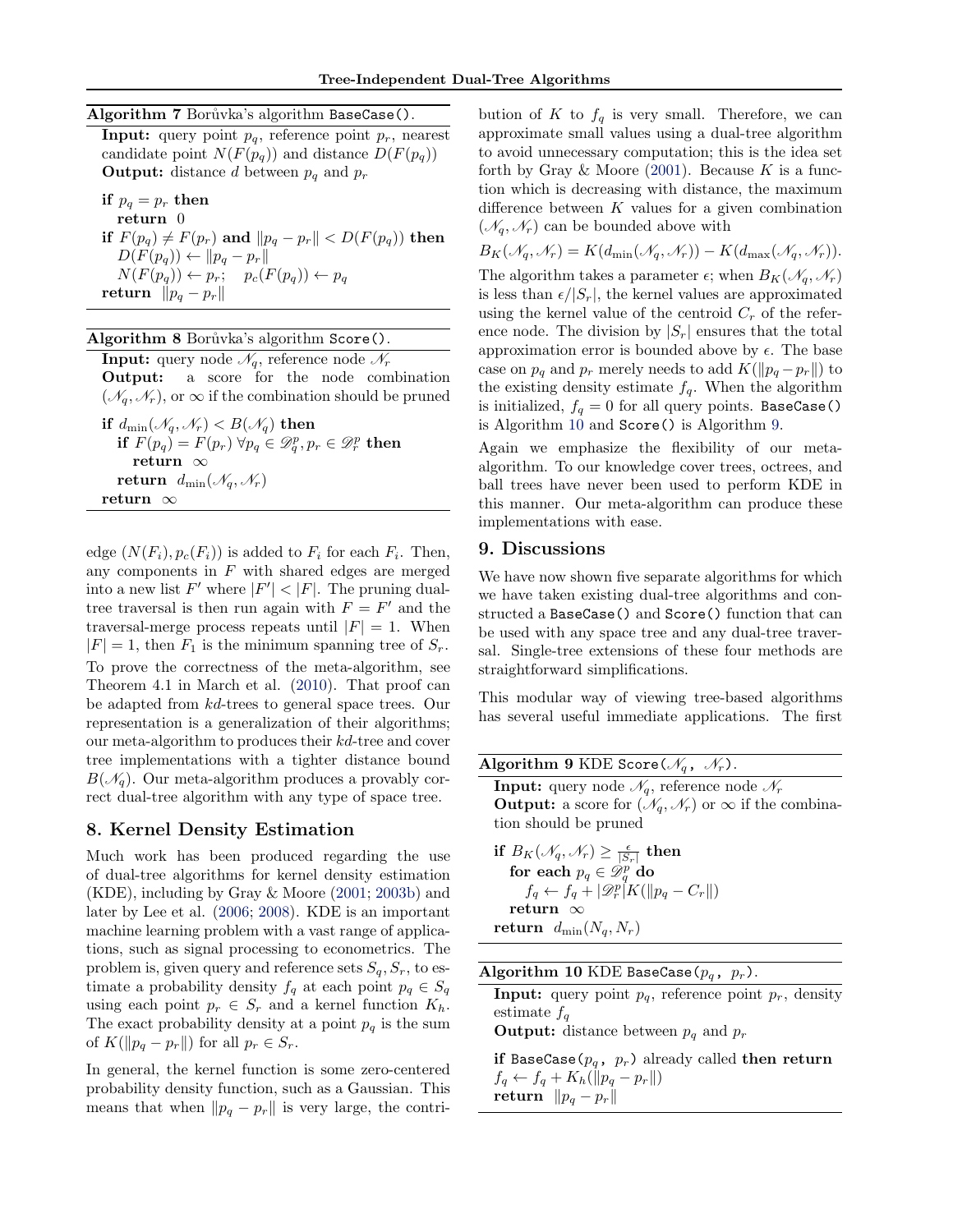**Algorithm 7** Borůvka's algorithm `BaseCase()`.

**Input:** query point $p_q$, reference point $p_r$, nearest candidate point $N(F(p_q))$ and distance $D(F(p_q))$
**Output:** distance $d$ between $p_q$ and $p_r$

**if** $p_q = p_r$ **then**
  **return** 0
**if** $F(p_q) \neq F(p_r)$ **and** $\|p_q - p_r\| < D(F(p_q))$ **then**
  $D(F(p_q)) \leftarrow \|p_q - p_r\|$
  $N(F(p_q)) \leftarrow p_r$;  $p_c(F(p_q)) \leftarrow p_q$
**return** $\|p_q - p_r\|$

**Algorithm 8** Borůvka's algorithm `Score()`.

**Input:** query node $\mathscr{N}_q$, reference node $\mathscr{N}_r$
**Output:** a score for the node combination $(\mathscr{N}_q, \mathscr{N}_r)$, or $\infty$ if the combination should be pruned

**if** $d_{\min}(\mathscr{N}_q, \mathscr{N}_r) < B(\mathscr{N}_q)$ **then**
  **if** $F(p_q) = F(p_r)\ \forall p_q \in \mathscr{D}_q^p, p_r \in \mathscr{D}_r^p$ **then**
    **return** $\infty$
  **return** $d_{\min}(\mathscr{N}_q, \mathscr{N}_r)$
**return** $\infty$

edge $(N(F_i), p_c(F_i))$ is added to $F_i$ for each $F_i$. Then, any components in $F$ with shared edges are merged into a new list $F'$ where $|F'| < |F|$. The pruning dual-tree traversal is then run again with $F = F'$ and the traversal-merge process repeats until $|F| = 1$. When $|F| = 1$, then $F_1$ is the minimum spanning tree of $S_r$. To prove the correctness of the meta-algorithm, see Theorem 4.1 in March et al. (2010). That proof can be adapted from *kd*-trees to general space trees. Our representation is a generalization of their algorithms; our meta-algorithm to produces their *kd*-tree and cover tree implementations with a tighter distance bound $B(\mathscr{N}_q)$. Our meta-algorithm produces a provably correct dual-tree algorithm with any type of space tree.

## 8. Kernel Density Estimation

Much work has been produced regarding the use of dual-tree algorithms for kernel density estimation (KDE), including by Gray & Moore (2001; 2003b) and later by Lee et al. (2006; 2008). KDE is an important machine learning problem with a vast range of applications, such as signal processing to econometrics. The problem is, given query and reference sets $S_q, S_r$, to estimate a probability density $f_q$ at each point $p_q \in S_q$ using each point $p_r \in S_r$ and a kernel function $K_h$. The exact probability density at a point $p_q$ is the sum of $K(\|p_q - p_r\|)$ for all $p_r \in S_r$.

In general, the kernel function is some zero-centered probability density function, such as a Gaussian. This means that when $\|p_q - p_r\|$ is very large, the contribution of $K$ to $f_q$ is very small. Therefore, we can approximate small values using a dual-tree algorithm to avoid unnecessary computation; this is the idea set forth by Gray & Moore (2001). Because $K$ is a function which is decreasing with distance, the maximum difference between $K$ values for a given combination $(\mathscr{N}_q, \mathscr{N}_r)$ can be bounded above with

$$B_K(\mathscr{N}_q, \mathscr{N}_r) = K(d_{\min}(\mathscr{N}_q, \mathscr{N}_r)) - K(d_{\max}(\mathscr{N}_q, \mathscr{N}_r)).$$

The algorithm takes a parameter $\epsilon$; when $B_K(\mathscr{N}_q, \mathscr{N}_r)$ is less than $\epsilon/|S_r|$, the kernel values are approximated using the kernel value of the centroid $C_r$ of the reference node. The division by $|S_r|$ ensures that the total approximation error is bounded above by $\epsilon$. The base case on $p_q$ and $p_r$ merely needs to add $K(\|p_q - p_r\|)$ to the existing density estimate $f_q$. When the algorithm is initialized, $f_q = 0$ for all query points. `BaseCase()` is Algorithm 10 and `Score()` is Algorithm 9.

Again we emphasize the flexibility of our meta-algorithm. To our knowledge cover trees, octrees, and ball trees have never been used to perform KDE in this manner. Our meta-algorithm can produce these implementations with ease.

**Algorithm 9** KDE `Score(`$\mathscr{N}_q$`, `$\mathscr{N}_r$`)`.

**Input:** query node $\mathscr{N}_q$, reference node $\mathscr{N}_r$
**Output:** a score for $(\mathscr{N}_q, \mathscr{N}_r)$ or $\infty$ if the combination should be pruned

**if** $B_K(\mathscr{N}_q, \mathscr{N}_r) \geq \frac{\epsilon}{|S_r|}$ **then**
  **for each** $p_q \in \mathscr{D}_q^p$ **do**
    $f_q \leftarrow f_q + |\mathscr{D}_r^p| K(\|p_q - C_r\|)$
  **return** $\infty$
**return** $d_{\min}(N_q, N_r)$

**Algorithm 10** KDE `BaseCase(`$p_q$`, `$p_r$`)`.

**Input:** query point $p_q$, reference point $p_r$, density estimate $f_q$
**Output:** distance between $p_q$ and $p_r$

**if** `BaseCase(`$p_q$`, `$p_r$`)` already called **then return**
$f_q \leftarrow f_q + K_h(\|p_q - p_r\|)$
**return** $\|p_q - p_r\|$

## 9. Discussions

We have now shown five separate algorithms for which we have taken existing dual-tree algorithms and constructed a `BaseCase()` and `Score()` function that can be used with any space tree and any dual-tree traversal. Single-tree extensions of these four methods are straightforward simplifications.

This modular way of viewing tree-based algorithms has several useful immediate applications. The first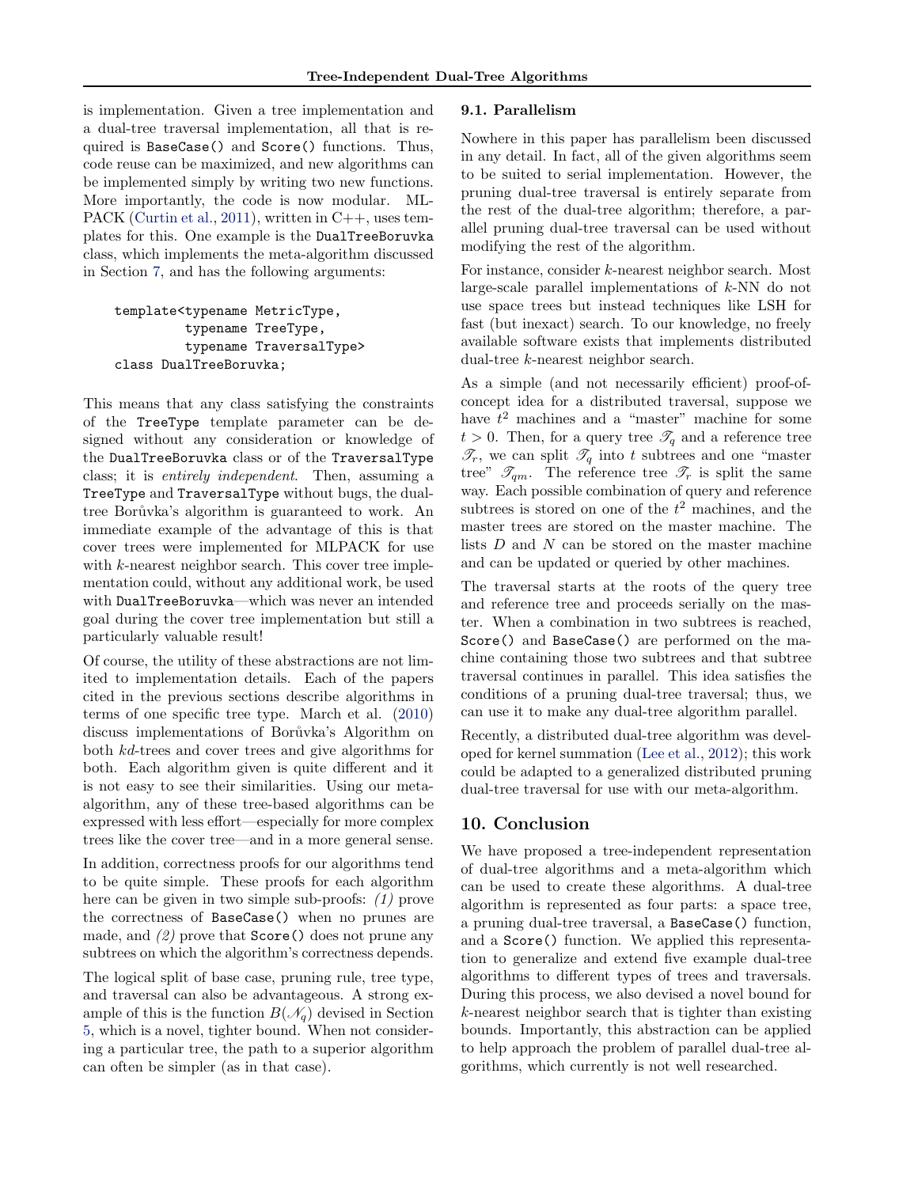is implementation. Given a tree implementation and a dual-tree traversal implementation, all that is required is `BaseCase()` and `Score()` functions. Thus, code reuse can be maximized, and new algorithms can be implemented simply by writing two new functions. More importantly, the code is now modular. MLPACK (Curtin et al., 2011), written in C++, uses templates for this. One example is the `DualTreeBoruvka` class, which implements the meta-algorithm discussed in Section 7, and has the following arguments:

```
template<typename MetricType,
         typename TreeType,
         typename TraversalType>
class DualTreeBoruvka;
```

This means that any class satisfying the constraints of the `TreeType` template parameter can be designed without any consideration or knowledge of the `DualTreeBoruvka` class or of the `TraversalType` class; it is *entirely independent*. Then, assuming a `TreeType` and `TraversalType` without bugs, the dual-tree Borůvka's algorithm is guaranteed to work. An immediate example of the advantage of this is that cover trees were implemented for MLPACK for use with $k$-nearest neighbor search. This cover tree implementation could, without any additional work, be used with `DualTreeBoruvka`—which was never an intended goal during the cover tree implementation but still a particularly valuable result!

Of course, the utility of these abstractions are not limited to implementation details. Each of the papers cited in the previous sections describe algorithms in terms of one specific tree type. March et al. (2010) discuss implementations of Borůvka's Algorithm on both $kd$-trees and cover trees and give algorithms for both. Each algorithm given is quite different and it is not easy to see their similarities. Using our meta-algorithm, any of these tree-based algorithms can be expressed with less effort—especially for more complex trees like the cover tree—and in a more general sense.

In addition, correctness proofs for our algorithms tend to be quite simple. These proofs for each algorithm here can be given in two simple sub-proofs: *(1)* prove the correctness of `BaseCase()` when no prunes are made, and *(2)* prove that `Score()` does not prune any subtrees on which the algorithm's correctness depends.

The logical split of base case, pruning rule, tree type, and traversal can also be advantageous. A strong example of this is the function $B(\mathscr{N}_q)$ devised in Section 5, which is a novel, tighter bound. When not considering a particular tree, the path to a superior algorithm can often be simpler (as in that case).

### 9.1. Parallelism

Nowhere in this paper has parallelism been discussed in any detail. In fact, all of the given algorithms seem to be suited to serial implementation. However, the pruning dual-tree traversal is entirely separate from the rest of the dual-tree algorithm; therefore, a parallel pruning dual-tree traversal can be used without modifying the rest of the algorithm.

For instance, consider $k$-nearest neighbor search. Most large-scale parallel implementations of $k$-NN do not use space trees but instead techniques like LSH for fast (but inexact) search. To our knowledge, no freely available software exists that implements distributed dual-tree $k$-nearest neighbor search.

As a simple (and not necessarily efficient) proof-of-concept idea for a distributed traversal, suppose we have $t^2$ machines and a "master" machine for some $t > 0$. Then, for a query tree $\mathscr{T}_q$ and a reference tree $\mathscr{T}_r$, we can split $\mathscr{T}_q$ into $t$ subtrees and one "master tree" $\mathscr{T}_{qm}$. The reference tree $\mathscr{T}_r$ is split the same way. Each possible combination of query and reference subtrees is stored on one of the $t^2$ machines, and the master trees are stored on the master machine. The lists $D$ and $N$ can be stored on the master machine and can be updated or queried by other machines.

The traversal starts at the roots of the query tree and reference tree and proceeds serially on the master. When a combination in two subtrees is reached, `Score()` and `BaseCase()` are performed on the machine containing those two subtrees and that subtree traversal continues in parallel. This idea satisfies the conditions of a pruning dual-tree traversal; thus, we can use it to make any dual-tree algorithm parallel.

Recently, a distributed dual-tree algorithm was developed for kernel summation (Lee et al., 2012); this work could be adapted to a generalized distributed pruning dual-tree traversal for use with our meta-algorithm.

## 10. Conclusion

We have proposed a tree-independent representation of dual-tree algorithms and a meta-algorithm which can be used to create these algorithms. A dual-tree algorithm is represented as four parts: a space tree, a pruning dual-tree traversal, a `BaseCase()` function, and a `Score()` function. We applied this representation to generalize and extend five example dual-tree algorithms to different types of trees and traversals. During this process, we also devised a novel bound for $k$-nearest neighbor search that is tighter than existing bounds. Importantly, this abstraction can be applied to help approach the problem of parallel dual-tree algorithms, which currently is not well researched.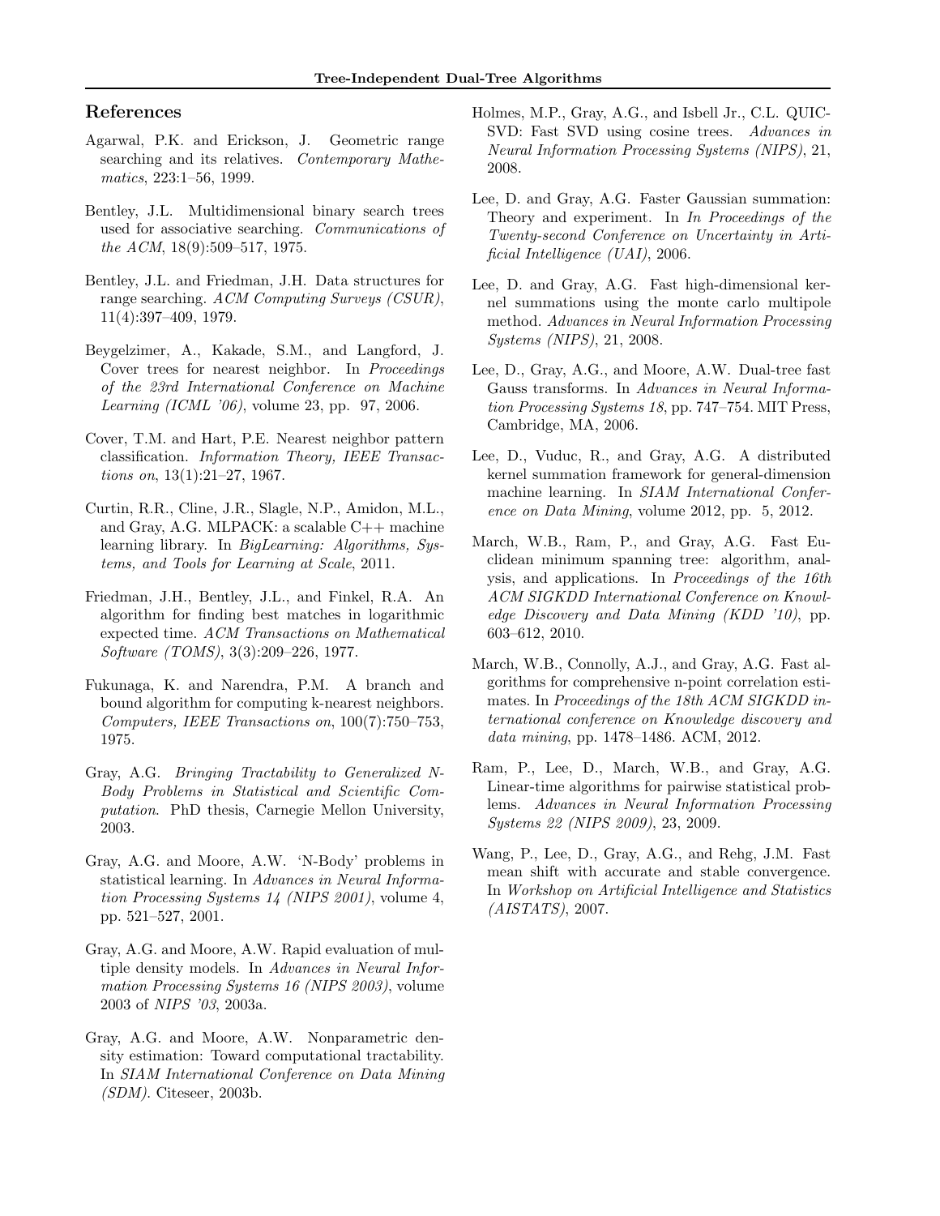## References

Agarwal, P.K. and Erickson, J. Geometric range searching and its relatives. *Contemporary Mathematics*, 223:1–56, 1999.

Bentley, J.L. Multidimensional binary search trees used for associative searching. *Communications of the ACM*, 18(9):509–517, 1975.

Bentley, J.L. and Friedman, J.H. Data structures for range searching. *ACM Computing Surveys (CSUR)*, 11(4):397–409, 1979.

Beygelzimer, A., Kakade, S.M., and Langford, J. Cover trees for nearest neighbor. In *Proceedings of the 23rd International Conference on Machine Learning (ICML '06)*, volume 23, pp. 97, 2006.

Cover, T.M. and Hart, P.E. Nearest neighbor pattern classification. *Information Theory, IEEE Transactions on*, 13(1):21–27, 1967.

Curtin, R.R., Cline, J.R., Slagle, N.P., Amidon, M.L., and Gray, A.G. MLPACK: a scalable C++ machine learning library. In *BigLearning: Algorithms, Systems, and Tools for Learning at Scale*, 2011.

Friedman, J.H., Bentley, J.L., and Finkel, R.A. An algorithm for finding best matches in logarithmic expected time. *ACM Transactions on Mathematical Software (TOMS)*, 3(3):209–226, 1977.

Fukunaga, K. and Narendra, P.M. A branch and bound algorithm for computing k-nearest neighbors. *Computers, IEEE Transactions on*, 100(7):750–753, 1975.

Gray, A.G. *Bringing Tractability to Generalized N-Body Problems in Statistical and Scientific Computation*. PhD thesis, Carnegie Mellon University, 2003.

Gray, A.G. and Moore, A.W. 'N-Body' problems in statistical learning. In *Advances in Neural Information Processing Systems 14 (NIPS 2001)*, volume 4, pp. 521–527, 2001.

Gray, A.G. and Moore, A.W. Rapid evaluation of multiple density models. In *Advances in Neural Information Processing Systems 16 (NIPS 2003)*, volume 2003 of *NIPS '03*, 2003a.

Gray, A.G. and Moore, A.W. Nonparametric density estimation: Toward computational tractability. In *SIAM International Conference on Data Mining (SDM)*. Citeseer, 2003b.

Holmes, M.P., Gray, A.G., and Isbell Jr., C.L. QUIC-SVD: Fast SVD using cosine trees. *Advances in Neural Information Processing Systems (NIPS)*, 21, 2008.

Lee, D. and Gray, A.G. Faster Gaussian summation: Theory and experiment. In *In Proceedings of the Twenty-second Conference on Uncertainty in Artificial Intelligence (UAI)*, 2006.

Lee, D. and Gray, A.G. Fast high-dimensional kernel summations using the monte carlo multipole method. *Advances in Neural Information Processing Systems (NIPS)*, 21, 2008.

Lee, D., Gray, A.G., and Moore, A.W. Dual-tree fast Gauss transforms. In *Advances in Neural Information Processing Systems 18*, pp. 747–754. MIT Press, Cambridge, MA, 2006.

Lee, D., Vuduc, R., and Gray, A.G. A distributed kernel summation framework for general-dimension machine learning. In *SIAM International Conference on Data Mining*, volume 2012, pp. 5, 2012.

March, W.B., Ram, P., and Gray, A.G. Fast Euclidean minimum spanning tree: algorithm, analysis, and applications. In *Proceedings of the 16th ACM SIGKDD International Conference on Knowledge Discovery and Data Mining (KDD '10)*, pp. 603–612, 2010.

March, W.B., Connolly, A.J., and Gray, A.G. Fast algorithms for comprehensive n-point correlation estimates. In *Proceedings of the 18th ACM SIGKDD international conference on Knowledge discovery and data mining*, pp. 1478–1486. ACM, 2012.

Ram, P., Lee, D., March, W.B., and Gray, A.G. Linear-time algorithms for pairwise statistical problems. *Advances in Neural Information Processing Systems 22 (NIPS 2009)*, 23, 2009.

Wang, P., Lee, D., Gray, A.G., and Rehg, J.M. Fast mean shift with accurate and stable convergence. In *Workshop on Artificial Intelligence and Statistics (AISTATS)*, 2007.